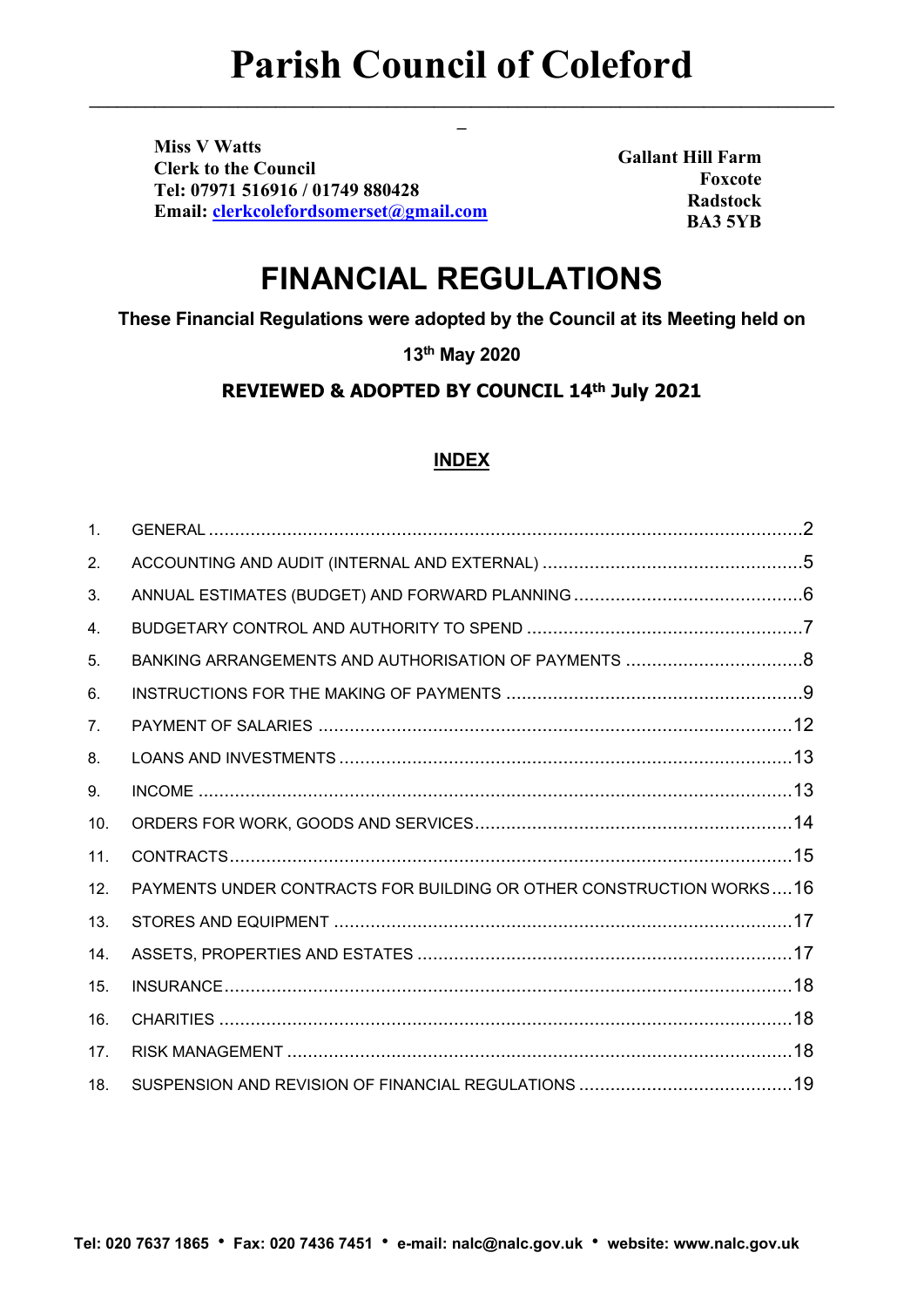# Parish Council of Coleford

**Miss V Watts**
**Clerk to the Council**
**Tel: 07971 516916 / 01749 880428**
**Email: clerkcolefordsomerset@gmail.com**

**Gallant Hill Farm**
**Foxcote**
**Radstock**
**BA3 5YB**

# FINANCIAL REGULATIONS

**These Financial Regulations were adopted by the Council at its Meeting held on**

**13th May 2020**

**REVIEWED & ADOPTED BY COUNCIL 14th July 2021**

## INDEX

1. GENERAL ....... 2
2. ACCOUNTING AND AUDIT (INTERNAL AND EXTERNAL) ....... 5
3. ANNUAL ESTIMATES (BUDGET) AND FORWARD PLANNING ....... 6
4. BUDGETARY CONTROL AND AUTHORITY TO SPEND ....... 7
5. BANKING ARRANGEMENTS AND AUTHORISATION OF PAYMENTS ....... 8
6. INSTRUCTIONS FOR THE MAKING OF PAYMENTS ....... 9
7. PAYMENT OF SALARIES ....... 12
8. LOANS AND INVESTMENTS ....... 13
9. INCOME ....... 13
10. ORDERS FOR WORK, GOODS AND SERVICES ....... 14
11. CONTRACTS ....... 15
12. PAYMENTS UNDER CONTRACTS FOR BUILDING OR OTHER CONSTRUCTION WORKS ....... 16
13. STORES AND EQUIPMENT ....... 17
14. ASSETS, PROPERTIES AND ESTATES ....... 17
15. INSURANCE ....... 18
16. CHARITIES ....... 18
17. RISK MANAGEMENT ....... 18
18. SUSPENSION AND REVISION OF FINANCIAL REGULATIONS ....... 19

**Tel: 020 7637 1865 • Fax: 020 7436 7451 • e-mail: nalc@nalc.gov.uk • website: www.nalc.gov.uk**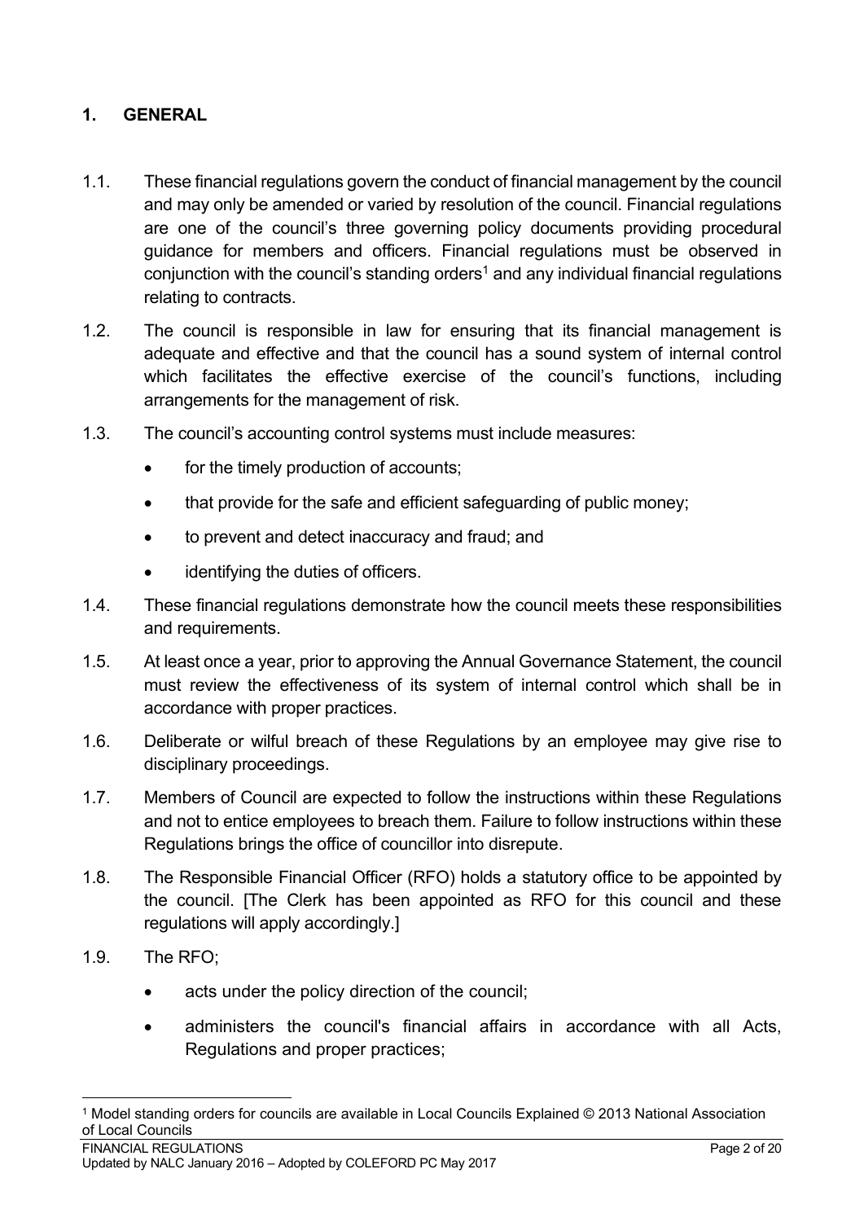## 1. GENERAL

1.1. These financial regulations govern the conduct of financial management by the council and may only be amended or varied by resolution of the council. Financial regulations are one of the council's three governing policy documents providing procedural guidance for members and officers. Financial regulations must be observed in conjunction with the council's standing orders[1] and any individual financial regulations relating to contracts.

1.2. The council is responsible in law for ensuring that its financial management is adequate and effective and that the council has a sound system of internal control which facilitates the effective exercise of the council's functions, including arrangements for the management of risk.

1.3. The council's accounting control systems must include measures:

- for the timely production of accounts;
- that provide for the safe and efficient safeguarding of public money;
- to prevent and detect inaccuracy and fraud; and
- identifying the duties of officers.

1.4. These financial regulations demonstrate how the council meets these responsibilities and requirements.

1.5. At least once a year, prior to approving the Annual Governance Statement, the council must review the effectiveness of its system of internal control which shall be in accordance with proper practices.

1.6. Deliberate or wilful breach of these Regulations by an employee may give rise to disciplinary proceedings.

1.7. Members of Council are expected to follow the instructions within these Regulations and not to entice employees to breach them. Failure to follow instructions within these Regulations brings the office of councillor into disrepute.

1.8. The Responsible Financial Officer (RFO) holds a statutory office to be appointed by the council. [The Clerk has been appointed as RFO for this council and these regulations will apply accordingly.]

1.9. The RFO;

- acts under the policy direction of the council;
- administers the council's financial affairs in accordance with all Acts, Regulations and proper practices;

---

[1] Model standing orders for councils are available in Local Councils Explained © 2013 National Association of Local Councils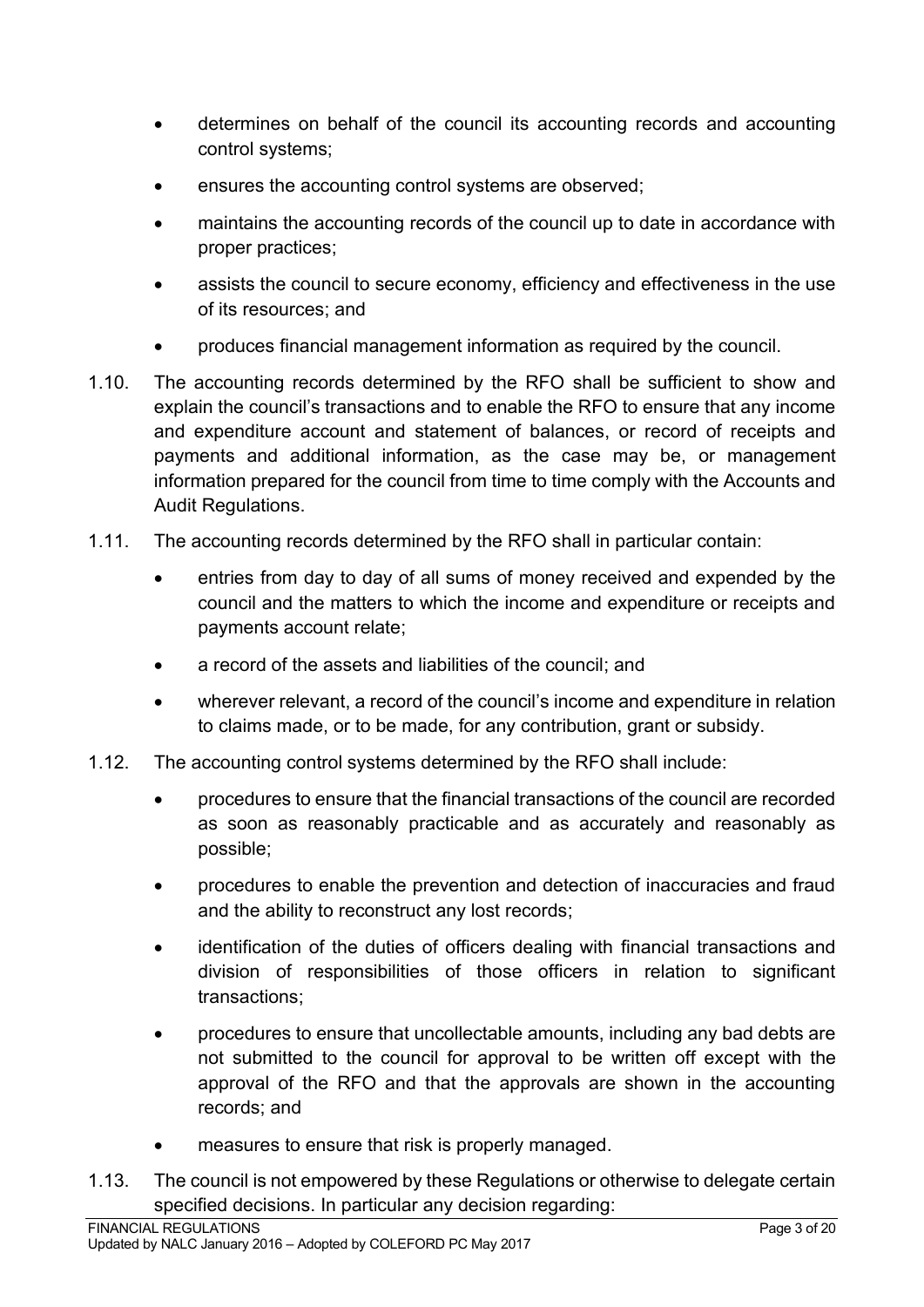- determines on behalf of the council its accounting records and accounting control systems;
- ensures the accounting control systems are observed;
- maintains the accounting records of the council up to date in accordance with proper practices;
- assists the council to secure economy, efficiency and effectiveness in the use of its resources; and
- produces financial management information as required by the council.

1.10. The accounting records determined by the RFO shall be sufficient to show and explain the council's transactions and to enable the RFO to ensure that any income and expenditure account and statement of balances, or record of receipts and payments and additional information, as the case may be, or management information prepared for the council from time to time comply with the Accounts and Audit Regulations.

1.11. The accounting records determined by the RFO shall in particular contain:

- entries from day to day of all sums of money received and expended by the council and the matters to which the income and expenditure or receipts and payments account relate;
- a record of the assets and liabilities of the council; and
- wherever relevant, a record of the council's income and expenditure in relation to claims made, or to be made, for any contribution, grant or subsidy.

1.12. The accounting control systems determined by the RFO shall include:

- procedures to ensure that the financial transactions of the council are recorded as soon as reasonably practicable and as accurately and reasonably as possible;
- procedures to enable the prevention and detection of inaccuracies and fraud and the ability to reconstruct any lost records;
- identification of the duties of officers dealing with financial transactions and division of responsibilities of those officers in relation to significant transactions;
- procedures to ensure that uncollectable amounts, including any bad debts are not submitted to the council for approval to be written off except with the approval of the RFO and that the approvals are shown in the accounting records; and
- measures to ensure that risk is properly managed.

1.13. The council is not empowered by these Regulations or otherwise to delegate certain specified decisions. In particular any decision regarding: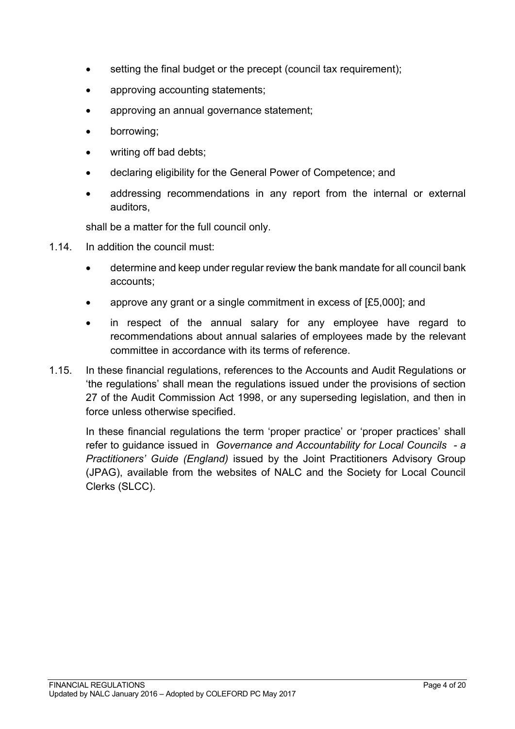- setting the final budget or the precept (council tax requirement);
- approving accounting statements;
- approving an annual governance statement;
- borrowing;
- writing off bad debts;
- declaring eligibility for the General Power of Competence; and
- addressing recommendations in any report from the internal or external auditors,

shall be a matter for the full council only.

1.14. In addition the council must:

- determine and keep under regular review the bank mandate for all council bank accounts;
- approve any grant or a single commitment in excess of [£5,000]; and
- in respect of the annual salary for any employee have regard to recommendations about annual salaries of employees made by the relevant committee in accordance with its terms of reference.

1.15. In these financial regulations, references to the Accounts and Audit Regulations or 'the regulations' shall mean the regulations issued under the provisions of section 27 of the Audit Commission Act 1998, or any superseding legislation, and then in force unless otherwise specified.

In these financial regulations the term 'proper practice' or 'proper practices' shall refer to guidance issued in *Governance and Accountability for Local Councils - a Practitioners' Guide (England)* issued by the Joint Practitioners Advisory Group (JPAG), available from the websites of NALC and the Society for Local Council Clerks (SLCC).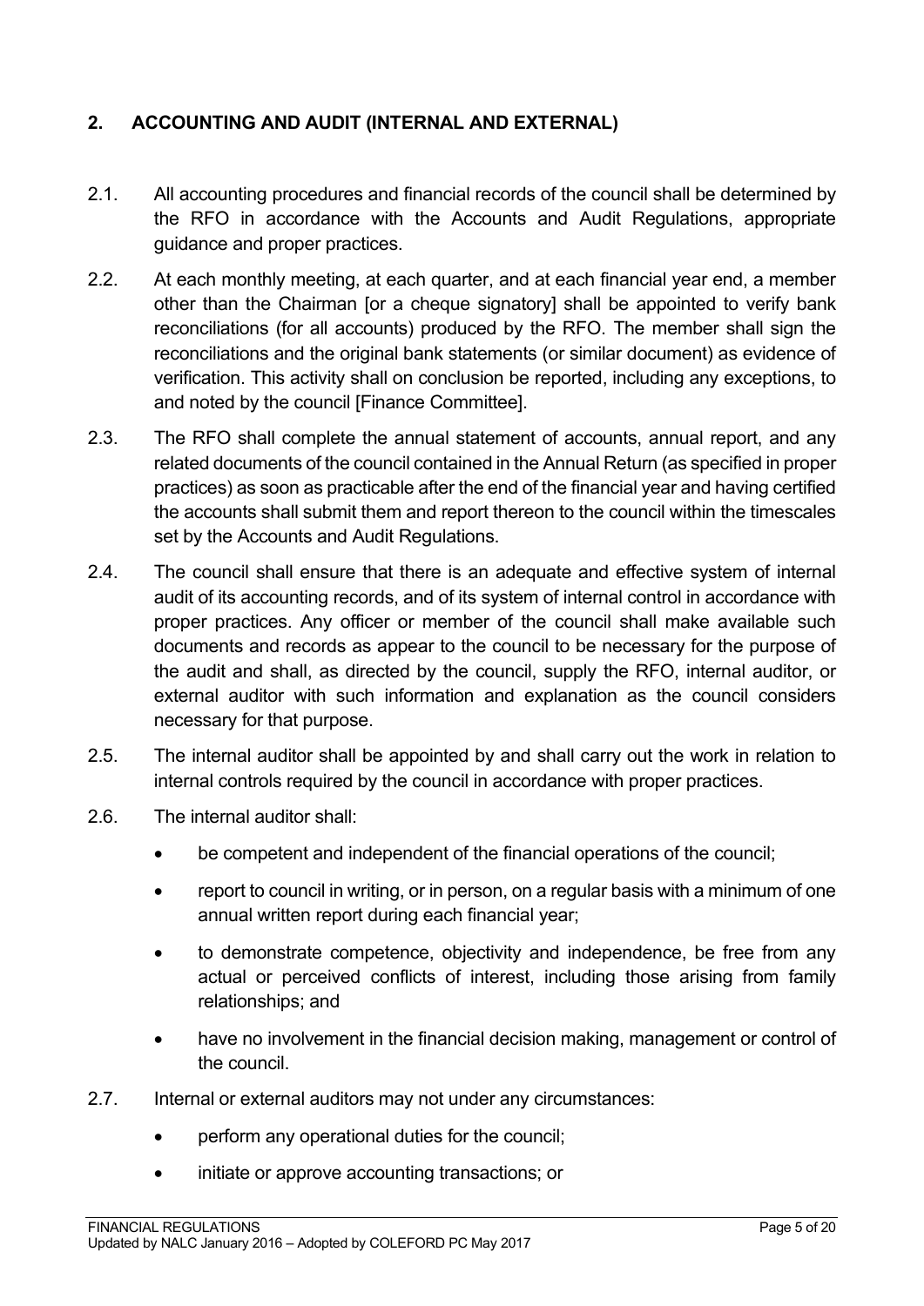## 2. ACCOUNTING AND AUDIT (INTERNAL AND EXTERNAL)

2.1. All accounting procedures and financial records of the council shall be determined by the RFO in accordance with the Accounts and Audit Regulations, appropriate guidance and proper practices.

2.2. At each monthly meeting, at each quarter, and at each financial year end, a member other than the Chairman [or a cheque signatory] shall be appointed to verify bank reconciliations (for all accounts) produced by the RFO. The member shall sign the reconciliations and the original bank statements (or similar document) as evidence of verification. This activity shall on conclusion be reported, including any exceptions, to and noted by the council [Finance Committee].

2.3. The RFO shall complete the annual statement of accounts, annual report, and any related documents of the council contained in the Annual Return (as specified in proper practices) as soon as practicable after the end of the financial year and having certified the accounts shall submit them and report thereon to the council within the timescales set by the Accounts and Audit Regulations.

2.4. The council shall ensure that there is an adequate and effective system of internal audit of its accounting records, and of its system of internal control in accordance with proper practices. Any officer or member of the council shall make available such documents and records as appear to the council to be necessary for the purpose of the audit and shall, as directed by the council, supply the RFO, internal auditor, or external auditor with such information and explanation as the council considers necessary for that purpose.

2.5. The internal auditor shall be appointed by and shall carry out the work in relation to internal controls required by the council in accordance with proper practices.

2.6. The internal auditor shall:

- be competent and independent of the financial operations of the council;
- report to council in writing, or in person, on a regular basis with a minimum of one annual written report during each financial year;
- to demonstrate competence, objectivity and independence, be free from any actual or perceived conflicts of interest, including those arising from family relationships; and
- have no involvement in the financial decision making, management or control of the council.

2.7. Internal or external auditors may not under any circumstances:

- perform any operational duties for the council;
- initiate or approve accounting transactions; or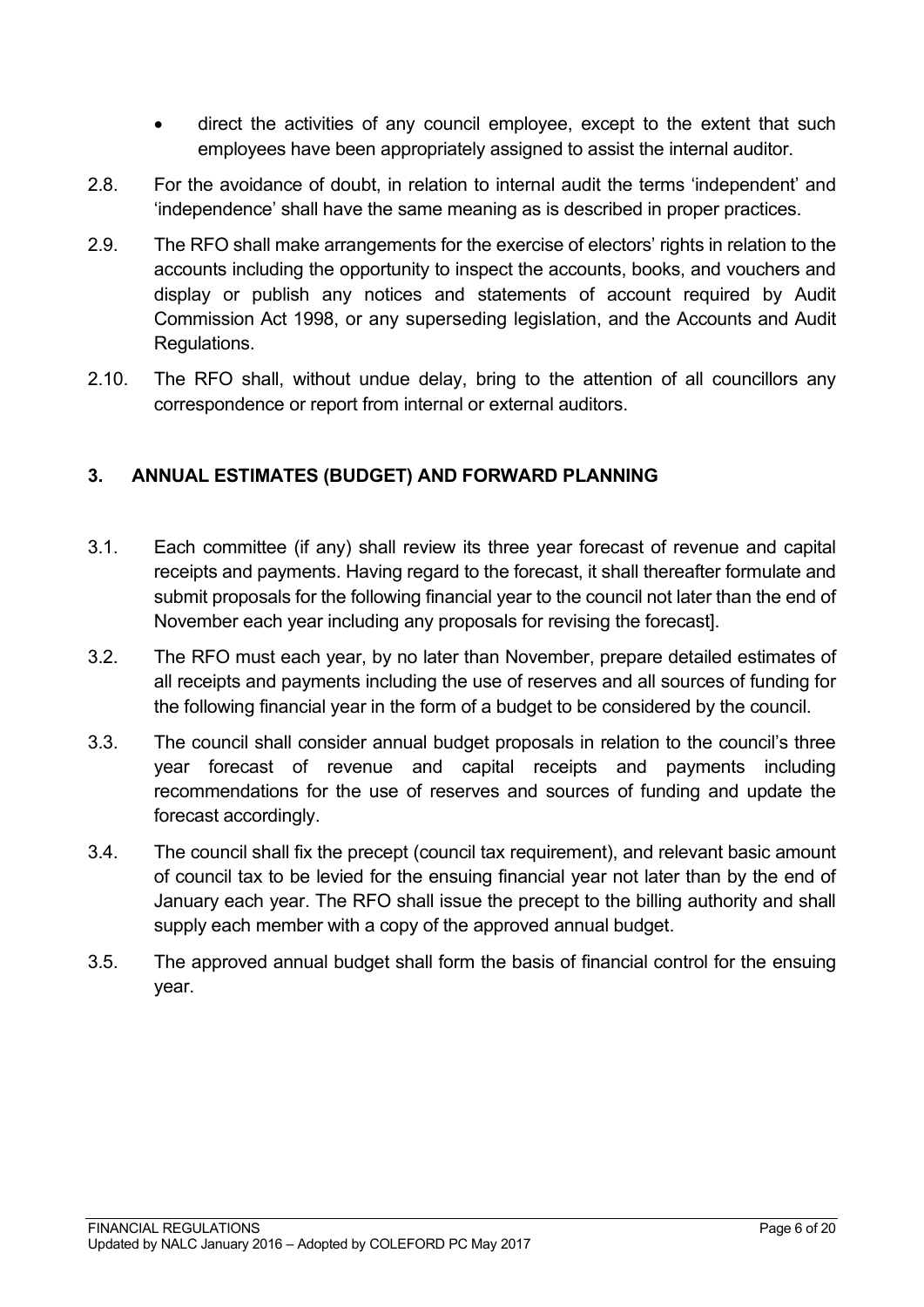- direct the activities of any council employee, except to the extent that such employees have been appropriately assigned to assist the internal auditor.

2.8. For the avoidance of doubt, in relation to internal audit the terms 'independent' and 'independence' shall have the same meaning as is described in proper practices.

2.9. The RFO shall make arrangements for the exercise of electors' rights in relation to the accounts including the opportunity to inspect the accounts, books, and vouchers and display or publish any notices and statements of account required by Audit Commission Act 1998, or any superseding legislation, and the Accounts and Audit Regulations.

2.10. The RFO shall, without undue delay, bring to the attention of all councillors any correspondence or report from internal or external auditors.

## 3. ANNUAL ESTIMATES (BUDGET) AND FORWARD PLANNING

3.1. Each committee (if any) shall review its three year forecast of revenue and capital receipts and payments. Having regard to the forecast, it shall thereafter formulate and submit proposals for the following financial year to the council not later than the end of November each year including any proposals for revising the forecast].

3.2. The RFO must each year, by no later than November, prepare detailed estimates of all receipts and payments including the use of reserves and all sources of funding for the following financial year in the form of a budget to be considered by the council.

3.3. The council shall consider annual budget proposals in relation to the council's three year forecast of revenue and capital receipts and payments including recommendations for the use of reserves and sources of funding and update the forecast accordingly.

3.4. The council shall fix the precept (council tax requirement), and relevant basic amount of council tax to be levied for the ensuing financial year not later than by the end of January each year. The RFO shall issue the precept to the billing authority and shall supply each member with a copy of the approved annual budget.

3.5. The approved annual budget shall form the basis of financial control for the ensuing year.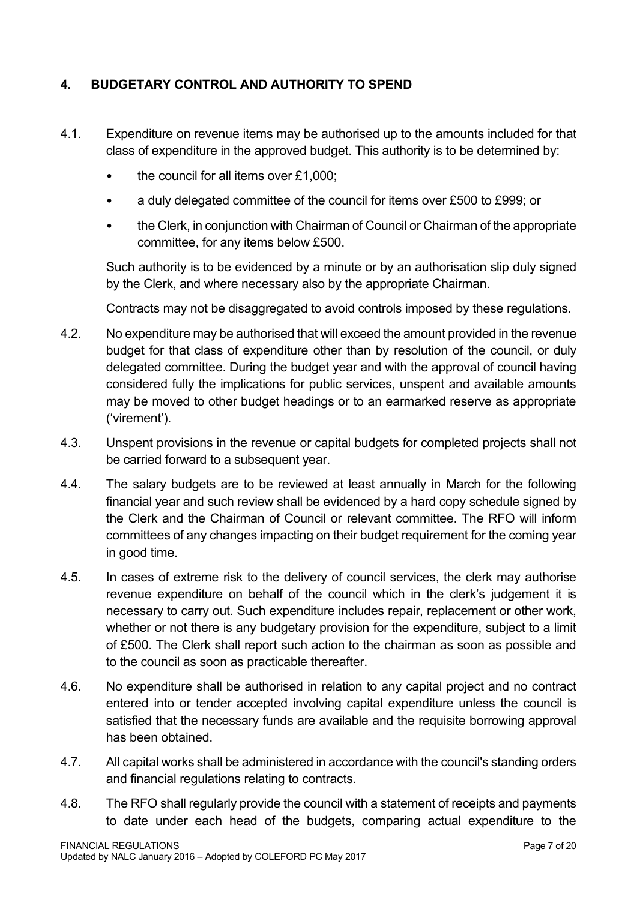## 4. BUDGETARY CONTROL AND AUTHORITY TO SPEND

4.1. Expenditure on revenue items may be authorised up to the amounts included for that class of expenditure in the approved budget. This authority is to be determined by:

- the council for all items over £1,000;
- a duly delegated committee of the council for items over £500 to £999; or
- the Clerk, in conjunction with Chairman of Council or Chairman of the appropriate committee, for any items below £500.

Such authority is to be evidenced by a minute or by an authorisation slip duly signed by the Clerk, and where necessary also by the appropriate Chairman.

Contracts may not be disaggregated to avoid controls imposed by these regulations.

4.2. No expenditure may be authorised that will exceed the amount provided in the revenue budget for that class of expenditure other than by resolution of the council, or duly delegated committee. During the budget year and with the approval of council having considered fully the implications for public services, unspent and available amounts may be moved to other budget headings or to an earmarked reserve as appropriate ('virement').

4.3. Unspent provisions in the revenue or capital budgets for completed projects shall not be carried forward to a subsequent year.

4.4. The salary budgets are to be reviewed at least annually in March for the following financial year and such review shall be evidenced by a hard copy schedule signed by the Clerk and the Chairman of Council or relevant committee. The RFO will inform committees of any changes impacting on their budget requirement for the coming year in good time.

4.5. In cases of extreme risk to the delivery of council services, the clerk may authorise revenue expenditure on behalf of the council which in the clerk's judgement it is necessary to carry out. Such expenditure includes repair, replacement or other work, whether or not there is any budgetary provision for the expenditure, subject to a limit of £500. The Clerk shall report such action to the chairman as soon as possible and to the council as soon as practicable thereafter.

4.6. No expenditure shall be authorised in relation to any capital project and no contract entered into or tender accepted involving capital expenditure unless the council is satisfied that the necessary funds are available and the requisite borrowing approval has been obtained.

4.7. All capital works shall be administered in accordance with the council's standing orders and financial regulations relating to contracts.

4.8. The RFO shall regularly provide the council with a statement of receipts and payments to date under each head of the budgets, comparing actual expenditure to the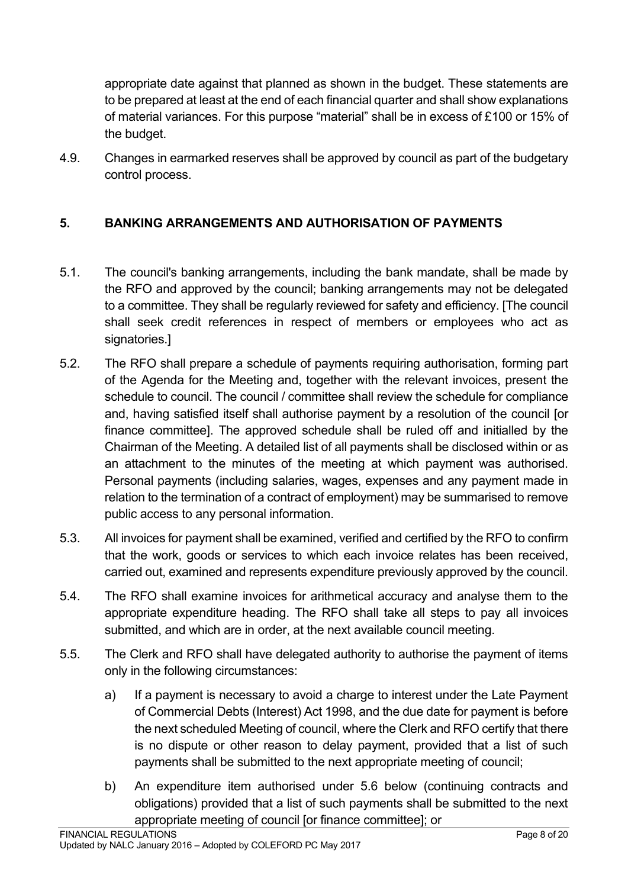appropriate date against that planned as shown in the budget. These statements are to be prepared at least at the end of each financial quarter and shall show explanations of material variances. For this purpose "material" shall be in excess of £100 or 15% of the budget.

4.9. Changes in earmarked reserves shall be approved by council as part of the budgetary control process.

## 5. BANKING ARRANGEMENTS AND AUTHORISATION OF PAYMENTS

5.1. The council's banking arrangements, including the bank mandate, shall be made by the RFO and approved by the council; banking arrangements may not be delegated to a committee. They shall be regularly reviewed for safety and efficiency. [The council shall seek credit references in respect of members or employees who act as signatories.]

5.2. The RFO shall prepare a schedule of payments requiring authorisation, forming part of the Agenda for the Meeting and, together with the relevant invoices, present the schedule to council. The council / committee shall review the schedule for compliance and, having satisfied itself shall authorise payment by a resolution of the council [or finance committee]. The approved schedule shall be ruled off and initialled by the Chairman of the Meeting. A detailed list of all payments shall be disclosed within or as an attachment to the minutes of the meeting at which payment was authorised. Personal payments (including salaries, wages, expenses and any payment made in relation to the termination of a contract of employment) may be summarised to remove public access to any personal information.

5.3. All invoices for payment shall be examined, verified and certified by the RFO to confirm that the work, goods or services to which each invoice relates has been received, carried out, examined and represents expenditure previously approved by the council.

5.4. The RFO shall examine invoices for arithmetical accuracy and analyse them to the appropriate expenditure heading. The RFO shall take all steps to pay all invoices submitted, and which are in order, at the next available council meeting.

5.5. The Clerk and RFO shall have delegated authority to authorise the payment of items only in the following circumstances:

a) If a payment is necessary to avoid a charge to interest under the Late Payment of Commercial Debts (Interest) Act 1998, and the due date for payment is before the next scheduled Meeting of council, where the Clerk and RFO certify that there is no dispute or other reason to delay payment, provided that a list of such payments shall be submitted to the next appropriate meeting of council;

b) An expenditure item authorised under 5.6 below (continuing contracts and obligations) provided that a list of such payments shall be submitted to the next appropriate meeting of council [or finance committee]; or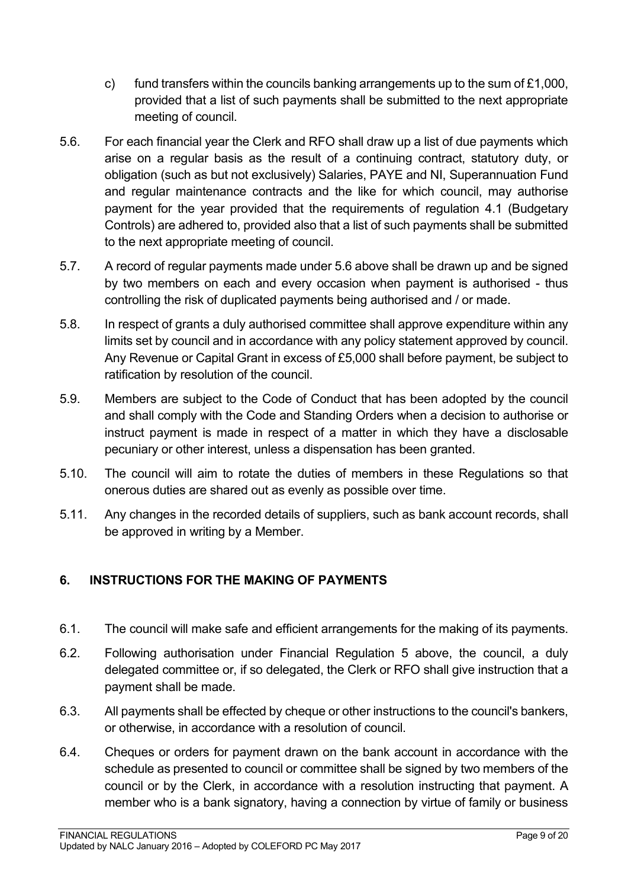c) fund transfers within the councils banking arrangements up to the sum of £1,000, provided that a list of such payments shall be submitted to the next appropriate meeting of council.

5.6. For each financial year the Clerk and RFO shall draw up a list of due payments which arise on a regular basis as the result of a continuing contract, statutory duty, or obligation (such as but not exclusively) Salaries, PAYE and NI, Superannuation Fund and regular maintenance contracts and the like for which council, may authorise payment for the year provided that the requirements of regulation 4.1 (Budgetary Controls) are adhered to, provided also that a list of such payments shall be submitted to the next appropriate meeting of council.

5.7. A record of regular payments made under 5.6 above shall be drawn up and be signed by two members on each and every occasion when payment is authorised - thus controlling the risk of duplicated payments being authorised and / or made.

5.8. In respect of grants a duly authorised committee shall approve expenditure within any limits set by council and in accordance with any policy statement approved by council. Any Revenue or Capital Grant in excess of £5,000 shall before payment, be subject to ratification by resolution of the council.

5.9. Members are subject to the Code of Conduct that has been adopted by the council and shall comply with the Code and Standing Orders when a decision to authorise or instruct payment is made in respect of a matter in which they have a disclosable pecuniary or other interest, unless a dispensation has been granted.

5.10. The council will aim to rotate the duties of members in these Regulations so that onerous duties are shared out as evenly as possible over time.

5.11. Any changes in the recorded details of suppliers, such as bank account records, shall be approved in writing by a Member.

## 6. INSTRUCTIONS FOR THE MAKING OF PAYMENTS

6.1. The council will make safe and efficient arrangements for the making of its payments.

6.2. Following authorisation under Financial Regulation 5 above, the council, a duly delegated committee or, if so delegated, the Clerk or RFO shall give instruction that a payment shall be made.

6.3. All payments shall be effected by cheque or other instructions to the council's bankers, or otherwise, in accordance with a resolution of council.

6.4. Cheques or orders for payment drawn on the bank account in accordance with the schedule as presented to council or committee shall be signed by two members of the council or by the Clerk, in accordance with a resolution instructing that payment. A member who is a bank signatory, having a connection by virtue of family or business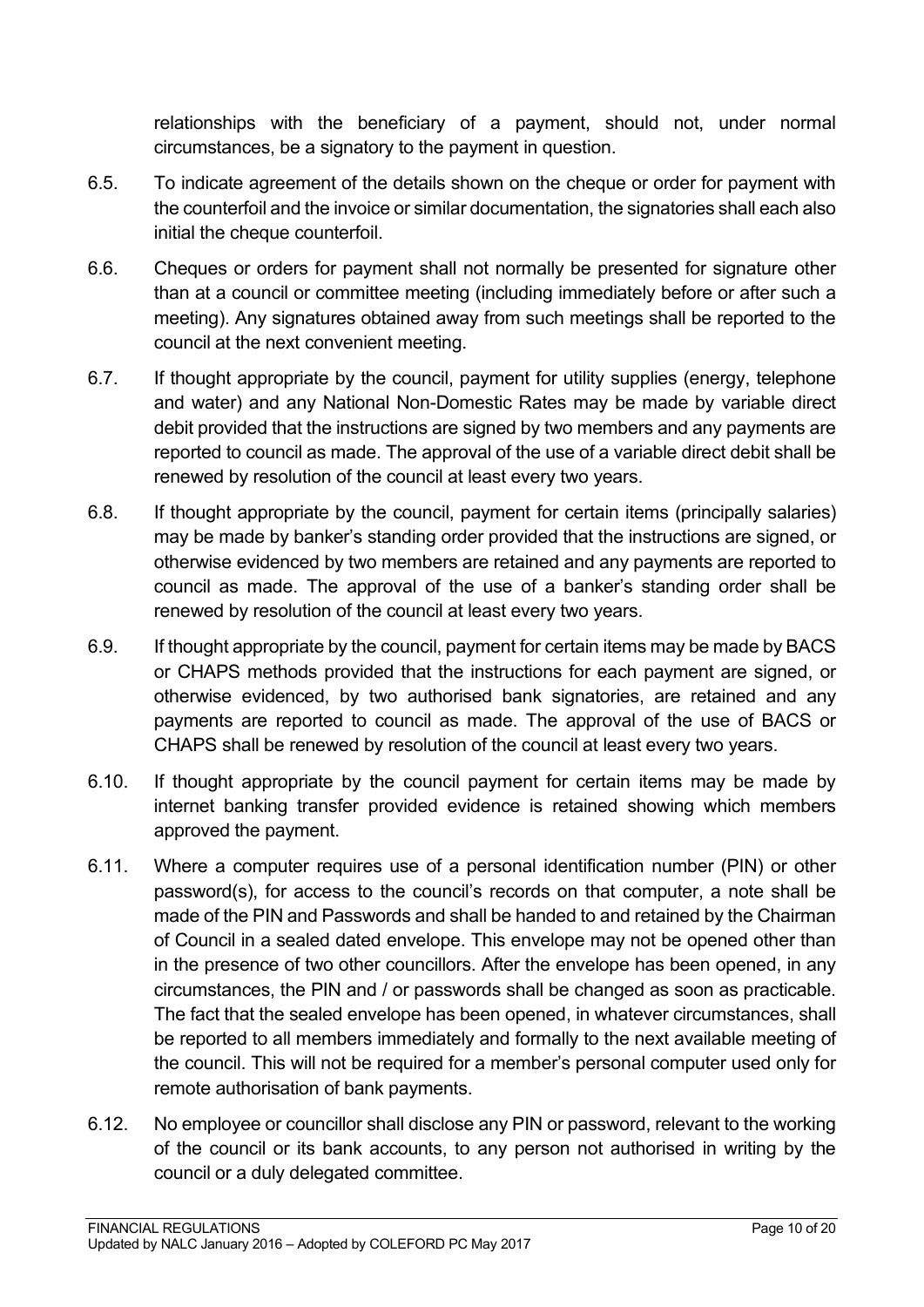relationships with the beneficiary of a payment, should not, under normal circumstances, be a signatory to the payment in question.

6.5. To indicate agreement of the details shown on the cheque or order for payment with the counterfoil and the invoice or similar documentation, the signatories shall each also initial the cheque counterfoil.

6.6. Cheques or orders for payment shall not normally be presented for signature other than at a council or committee meeting (including immediately before or after such a meeting). Any signatures obtained away from such meetings shall be reported to the council at the next convenient meeting.

6.7. If thought appropriate by the council, payment for utility supplies (energy, telephone and water) and any National Non-Domestic Rates may be made by variable direct debit provided that the instructions are signed by two members and any payments are reported to council as made. The approval of the use of a variable direct debit shall be renewed by resolution of the council at least every two years.

6.8. If thought appropriate by the council, payment for certain items (principally salaries) may be made by banker's standing order provided that the instructions are signed, or otherwise evidenced by two members are retained and any payments are reported to council as made. The approval of the use of a banker's standing order shall be renewed by resolution of the council at least every two years.

6.9. If thought appropriate by the council, payment for certain items may be made by BACS or CHAPS methods provided that the instructions for each payment are signed, or otherwise evidenced, by two authorised bank signatories, are retained and any payments are reported to council as made. The approval of the use of BACS or CHAPS shall be renewed by resolution of the council at least every two years.

6.10. If thought appropriate by the council payment for certain items may be made by internet banking transfer provided evidence is retained showing which members approved the payment.

6.11. Where a computer requires use of a personal identification number (PIN) or other password(s), for access to the council's records on that computer, a note shall be made of the PIN and Passwords and shall be handed to and retained by the Chairman of Council in a sealed dated envelope. This envelope may not be opened other than in the presence of two other councillors. After the envelope has been opened, in any circumstances, the PIN and / or passwords shall be changed as soon as practicable. The fact that the sealed envelope has been opened, in whatever circumstances, shall be reported to all members immediately and formally to the next available meeting of the council. This will not be required for a member's personal computer used only for remote authorisation of bank payments.

6.12. No employee or councillor shall disclose any PIN or password, relevant to the working of the council or its bank accounts, to any person not authorised in writing by the council or a duly delegated committee.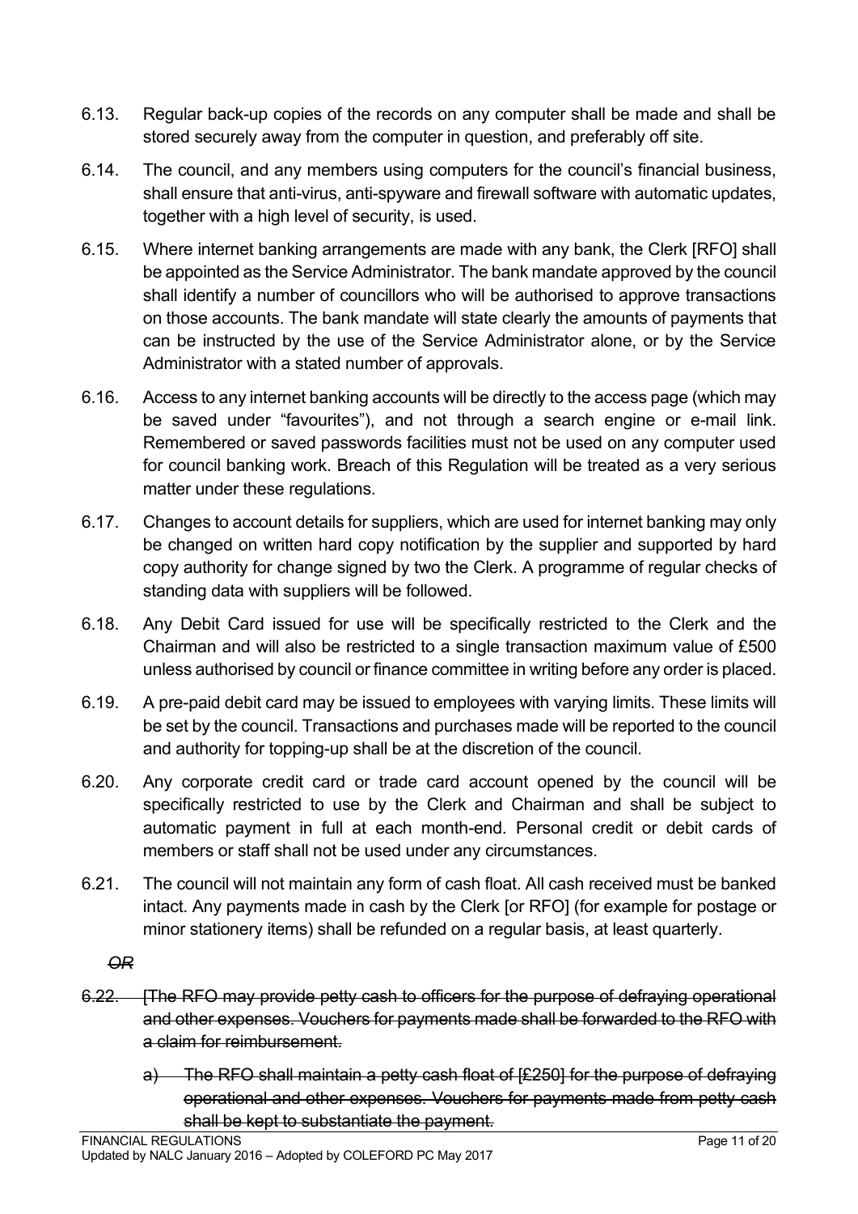6.13. Regular back-up copies of the records on any computer shall be made and shall be stored securely away from the computer in question, and preferably off site.

6.14. The council, and any members using computers for the council's financial business, shall ensure that anti-virus, anti-spyware and firewall software with automatic updates, together with a high level of security, is used.

6.15. Where internet banking arrangements are made with any bank, the Clerk [RFO] shall be appointed as the Service Administrator. The bank mandate approved by the council shall identify a number of councillors who will be authorised to approve transactions on those accounts. The bank mandate will state clearly the amounts of payments that can be instructed by the use of the Service Administrator alone, or by the Service Administrator with a stated number of approvals.

6.16. Access to any internet banking accounts will be directly to the access page (which may be saved under "favourites"), and not through a search engine or e-mail link. Remembered or saved passwords facilities must not be used on any computer used for council banking work. Breach of this Regulation will be treated as a very serious matter under these regulations.

6.17. Changes to account details for suppliers, which are used for internet banking may only be changed on written hard copy notification by the supplier and supported by hard copy authority for change signed by two the Clerk. A programme of regular checks of standing data with suppliers will be followed.

6.18. Any Debit Card issued for use will be specifically restricted to the Clerk and the Chairman and will also be restricted to a single transaction maximum value of £500 unless authorised by council or finance committee in writing before any order is placed.

6.19. A pre-paid debit card may be issued to employees with varying limits. These limits will be set by the council. Transactions and purchases made will be reported to the council and authority for topping-up shall be at the discretion of the council.

6.20. Any corporate credit card or trade card account opened by the council will be specifically restricted to use by the Clerk and Chairman and shall be subject to automatic payment in full at each month-end. Personal credit or debit cards of members or staff shall not be used under any circumstances.

6.21. The council will not maintain any form of cash float. All cash received must be banked intact. Any payments made in cash by the Clerk [or RFO] (for example for postage or minor stationery items) shall be refunded on a regular basis, at least quarterly.

~~*OR*~~

~~6.22. [The RFO may provide petty cash to officers for the purpose of defraying operational and other expenses. Vouchers for payments made shall be forwarded to the RFO with a claim for reimbursement.~~

~~a) The RFO shall maintain a petty cash float of [£250] for the purpose of defraying operational and other expenses. Vouchers for payments made from petty cash shall be kept to substantiate the payment.~~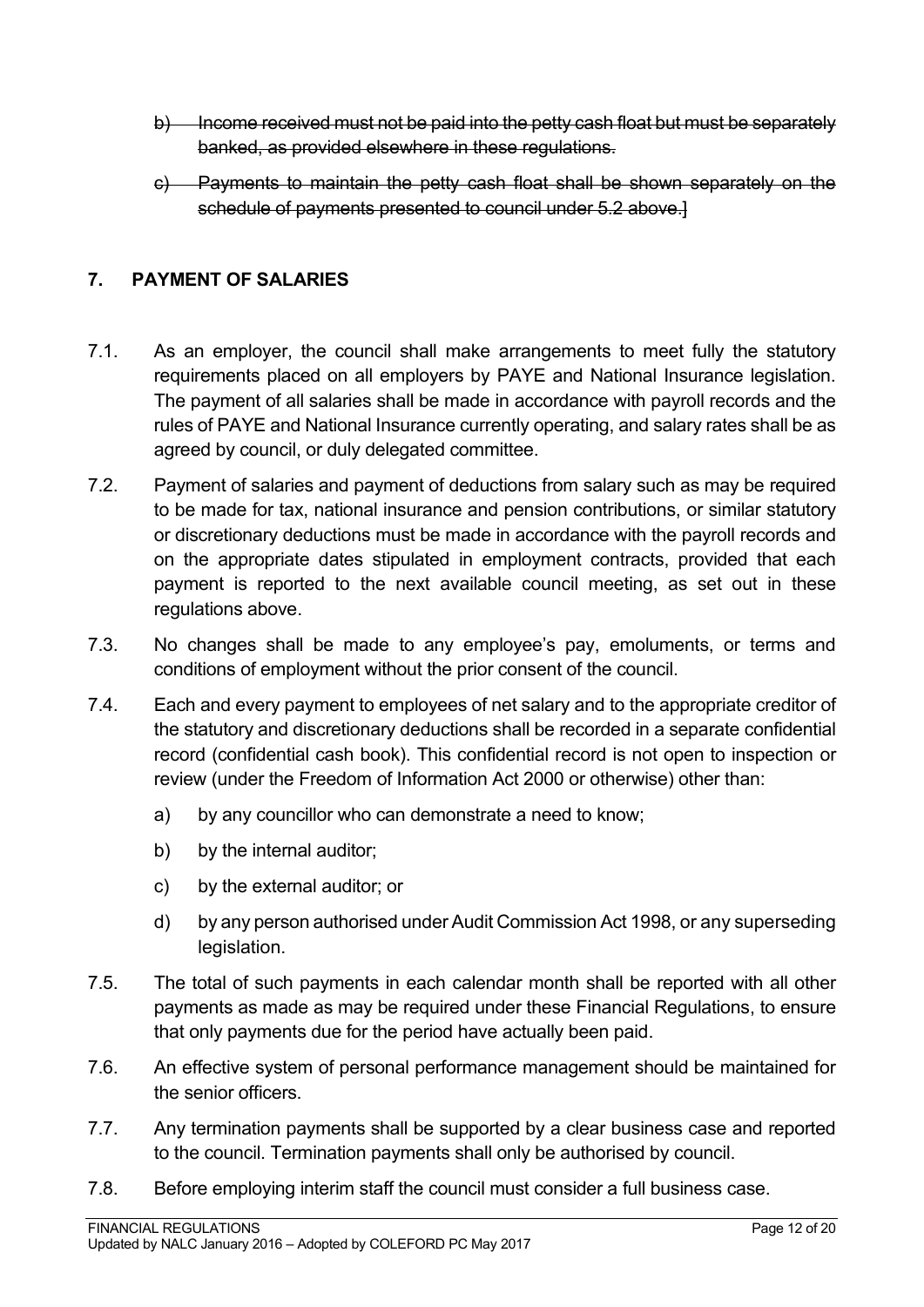b) ~~Income received must not be paid into the petty cash float but must be separately banked, as provided elsewhere in these regulations.~~

c) ~~Payments to maintain the petty cash float shall be shown separately on the schedule of payments presented to council under 5.2 above.]~~

## 7. PAYMENT OF SALARIES

7.1. As an employer, the council shall make arrangements to meet fully the statutory requirements placed on all employers by PAYE and National Insurance legislation. The payment of all salaries shall be made in accordance with payroll records and the rules of PAYE and National Insurance currently operating, and salary rates shall be as agreed by council, or duly delegated committee.

7.2. Payment of salaries and payment of deductions from salary such as may be required to be made for tax, national insurance and pension contributions, or similar statutory or discretionary deductions must be made in accordance with the payroll records and on the appropriate dates stipulated in employment contracts, provided that each payment is reported to the next available council meeting, as set out in these regulations above.

7.3. No changes shall be made to any employee's pay, emoluments, or terms and conditions of employment without the prior consent of the council.

7.4. Each and every payment to employees of net salary and to the appropriate creditor of the statutory and discretionary deductions shall be recorded in a separate confidential record (confidential cash book). This confidential record is not open to inspection or review (under the Freedom of Information Act 2000 or otherwise) other than:

a) by any councillor who can demonstrate a need to know;

b) by the internal auditor;

c) by the external auditor; or

d) by any person authorised under Audit Commission Act 1998, or any superseding legislation.

7.5. The total of such payments in each calendar month shall be reported with all other payments as made as may be required under these Financial Regulations, to ensure that only payments due for the period have actually been paid.

7.6. An effective system of personal performance management should be maintained for the senior officers.

7.7. Any termination payments shall be supported by a clear business case and reported to the council. Termination payments shall only be authorised by council.

7.8. Before employing interim staff the council must consider a full business case.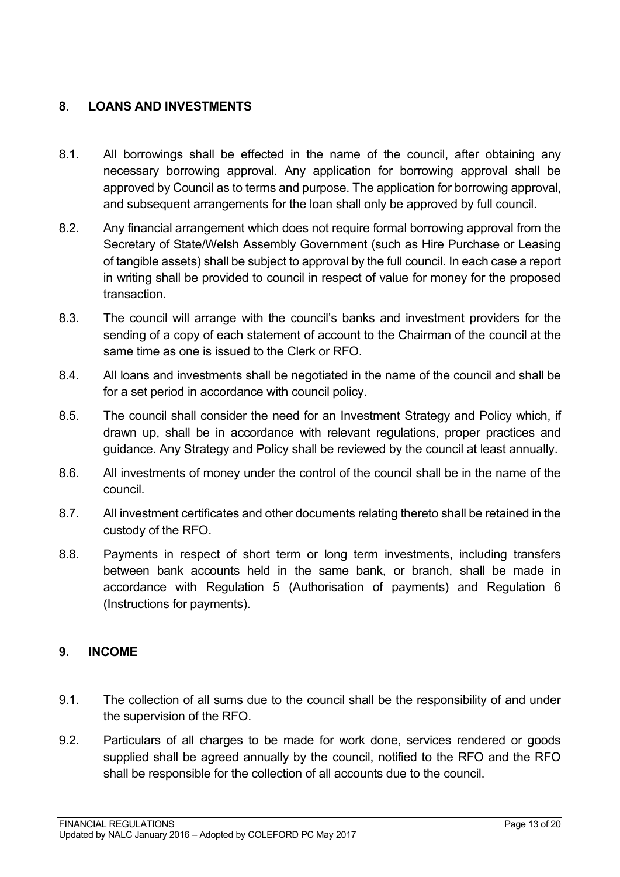## 8. LOANS AND INVESTMENTS

8.1. All borrowings shall be effected in the name of the council, after obtaining any necessary borrowing approval. Any application for borrowing approval shall be approved by Council as to terms and purpose. The application for borrowing approval, and subsequent arrangements for the loan shall only be approved by full council.

8.2. Any financial arrangement which does not require formal borrowing approval from the Secretary of State/Welsh Assembly Government (such as Hire Purchase or Leasing of tangible assets) shall be subject to approval by the full council. In each case a report in writing shall be provided to council in respect of value for money for the proposed transaction.

8.3. The council will arrange with the council's banks and investment providers for the sending of a copy of each statement of account to the Chairman of the council at the same time as one is issued to the Clerk or RFO.

8.4. All loans and investments shall be negotiated in the name of the council and shall be for a set period in accordance with council policy.

8.5. The council shall consider the need for an Investment Strategy and Policy which, if drawn up, shall be in accordance with relevant regulations, proper practices and guidance. Any Strategy and Policy shall be reviewed by the council at least annually.

8.6. All investments of money under the control of the council shall be in the name of the council.

8.7. All investment certificates and other documents relating thereto shall be retained in the custody of the RFO.

8.8. Payments in respect of short term or long term investments, including transfers between bank accounts held in the same bank, or branch, shall be made in accordance with Regulation 5 (Authorisation of payments) and Regulation 6 (Instructions for payments).

## 9. INCOME

9.1. The collection of all sums due to the council shall be the responsibility of and under the supervision of the RFO.

9.2. Particulars of all charges to be made for work done, services rendered or goods supplied shall be agreed annually by the council, notified to the RFO and the RFO shall be responsible for the collection of all accounts due to the council.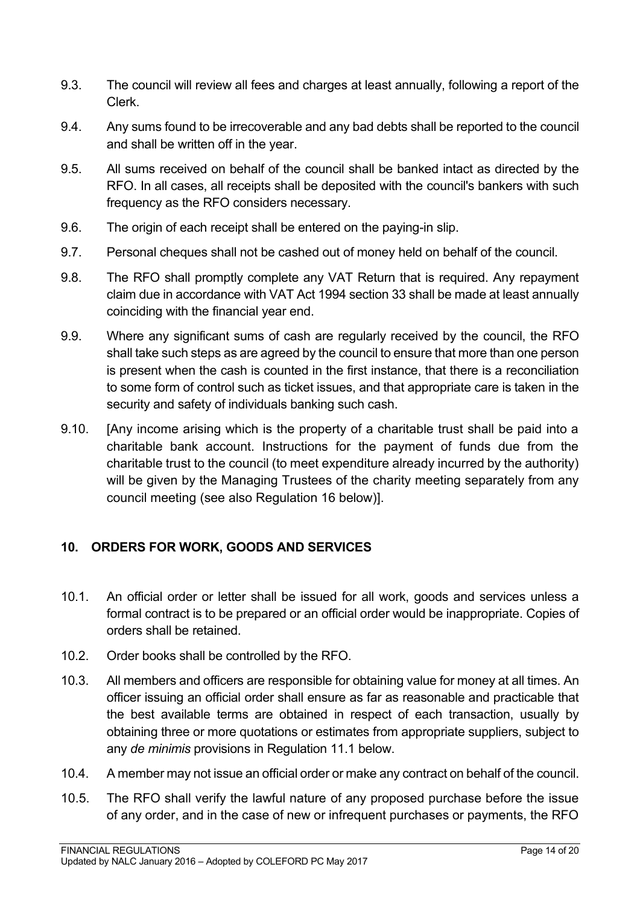9.3. The council will review all fees and charges at least annually, following a report of the Clerk.

9.4. Any sums found to be irrecoverable and any bad debts shall be reported to the council and shall be written off in the year.

9.5. All sums received on behalf of the council shall be banked intact as directed by the RFO. In all cases, all receipts shall be deposited with the council's bankers with such frequency as the RFO considers necessary.

9.6. The origin of each receipt shall be entered on the paying-in slip.

9.7. Personal cheques shall not be cashed out of money held on behalf of the council.

9.8. The RFO shall promptly complete any VAT Return that is required. Any repayment claim due in accordance with VAT Act 1994 section 33 shall be made at least annually coinciding with the financial year end.

9.9. Where any significant sums of cash are regularly received by the council, the RFO shall take such steps as are agreed by the council to ensure that more than one person is present when the cash is counted in the first instance, that there is a reconciliation to some form of control such as ticket issues, and that appropriate care is taken in the security and safety of individuals banking such cash.

9.10. [Any income arising which is the property of a charitable trust shall be paid into a charitable bank account. Instructions for the payment of funds due from the charitable trust to the council (to meet expenditure already incurred by the authority) will be given by the Managing Trustees of the charity meeting separately from any council meeting (see also Regulation 16 below)].

## 10. ORDERS FOR WORK, GOODS AND SERVICES

10.1. An official order or letter shall be issued for all work, goods and services unless a formal contract is to be prepared or an official order would be inappropriate. Copies of orders shall be retained.

10.2. Order books shall be controlled by the RFO.

10.3. All members and officers are responsible for obtaining value for money at all times. An officer issuing an official order shall ensure as far as reasonable and practicable that the best available terms are obtained in respect of each transaction, usually by obtaining three or more quotations or estimates from appropriate suppliers, subject to any *de minimis* provisions in Regulation 11.1 below.

10.4. A member may not issue an official order or make any contract on behalf of the council.

10.5. The RFO shall verify the lawful nature of any proposed purchase before the issue of any order, and in the case of new or infrequent purchases or payments, the RFO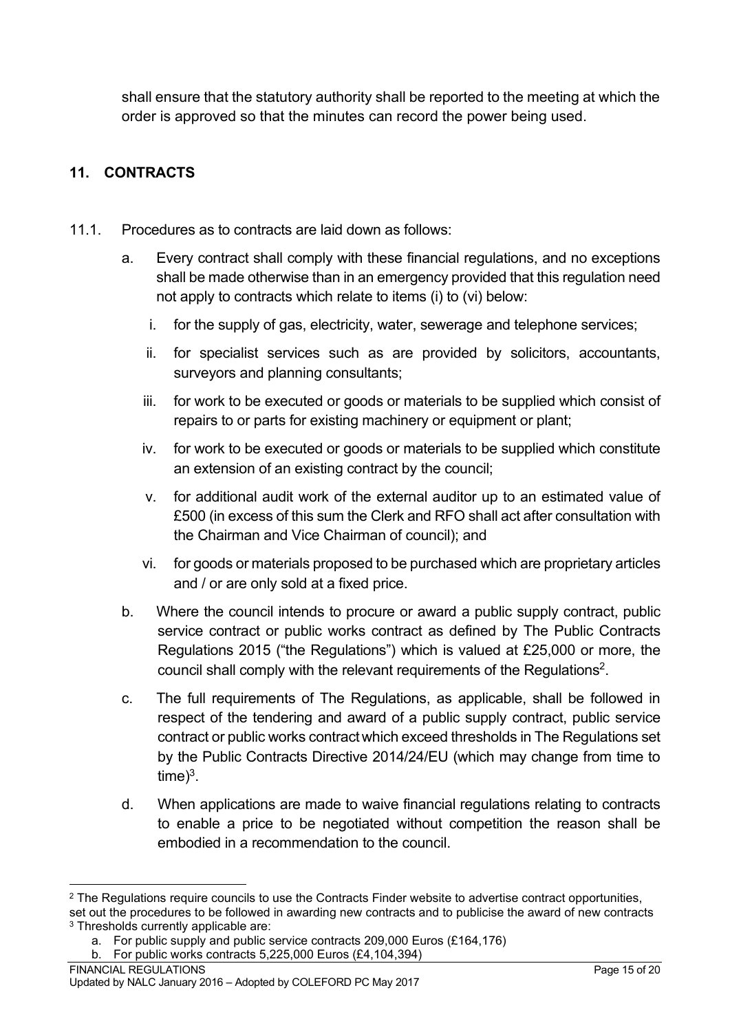shall ensure that the statutory authority shall be reported to the meeting at which the order is approved so that the minutes can record the power being used.

## 11. CONTRACTS

11.1. Procedures as to contracts are laid down as follows:

a. Every contract shall comply with these financial regulations, and no exceptions shall be made otherwise than in an emergency provided that this regulation need not apply to contracts which relate to items (i) to (vi) below:

   i. for the supply of gas, electricity, water, sewerage and telephone services;

   ii. for specialist services such as are provided by solicitors, accountants, surveyors and planning consultants;

   iii. for work to be executed or goods or materials to be supplied which consist of repairs to or parts for existing machinery or equipment or plant;

   iv. for work to be executed or goods or materials to be supplied which constitute an extension of an existing contract by the council;

   v. for additional audit work of the external auditor up to an estimated value of £500 (in excess of this sum the Clerk and RFO shall act after consultation with the Chairman and Vice Chairman of council); and

   vi. for goods or materials proposed to be purchased which are proprietary articles and / or are only sold at a fixed price.

b. Where the council intends to procure or award a public supply contract, public service contract or public works contract as defined by The Public Contracts Regulations 2015 ("the Regulations") which is valued at £25,000 or more, the council shall comply with the relevant requirements of the Regulations[2].

c. The full requirements of The Regulations, as applicable, shall be followed in respect of the tendering and award of a public supply contract, public service contract or public works contract which exceed thresholds in The Regulations set by the Public Contracts Directive 2014/24/EU (which may change from time to time)[3].

d. When applications are made to waive financial regulations relating to contracts to enable a price to be negotiated without competition the reason shall be embodied in a recommendation to the council.

---

[2] The Regulations require councils to use the Contracts Finder website to advertise contract opportunities, set out the procedures to be followed in awarding new contracts and to publicise the award of new contracts

[3] Thresholds currently applicable are:

a. For public supply and public service contracts 209,000 Euros (£164,176)

b. For public works contracts 5,225,000 Euros (£4,104,394)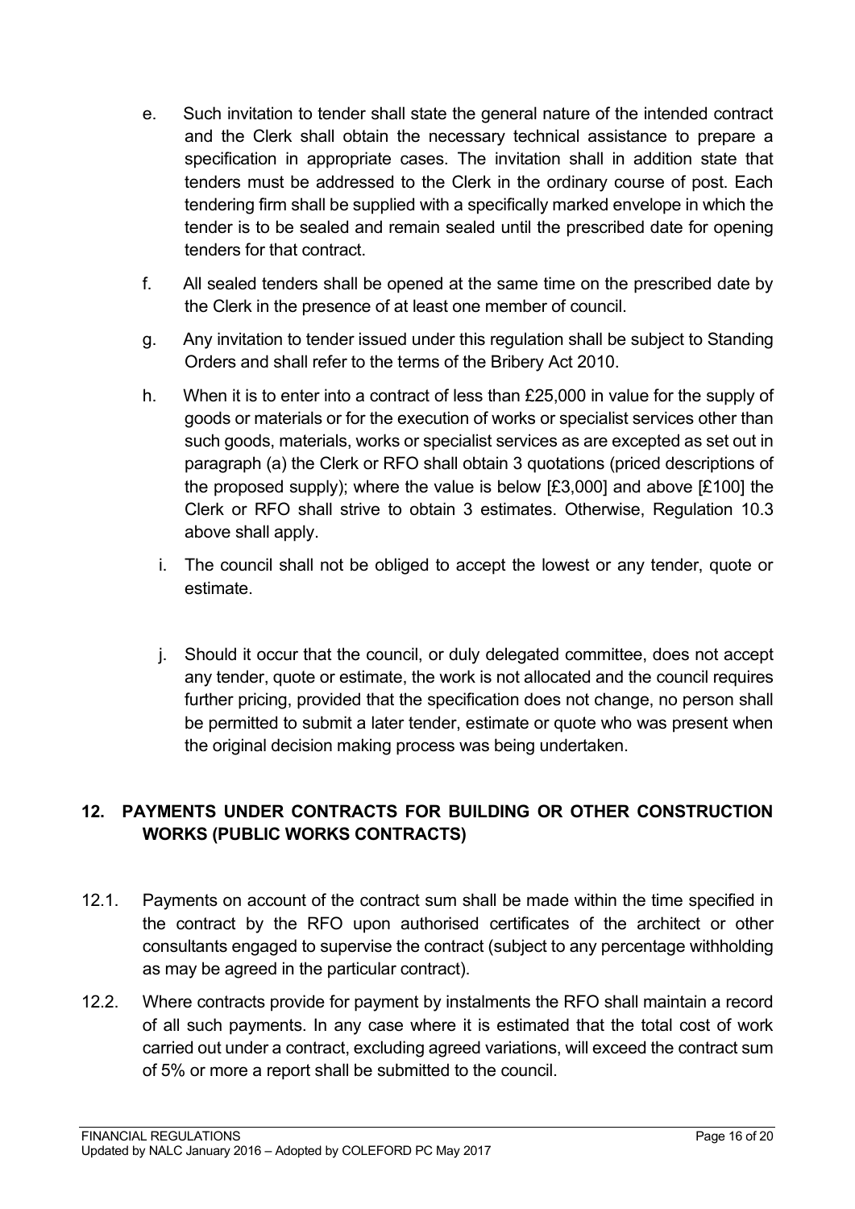e. Such invitation to tender shall state the general nature of the intended contract and the Clerk shall obtain the necessary technical assistance to prepare a specification in appropriate cases. The invitation shall in addition state that tenders must be addressed to the Clerk in the ordinary course of post. Each tendering firm shall be supplied with a specifically marked envelope in which the tender is to be sealed and remain sealed until the prescribed date for opening tenders for that contract.

f. All sealed tenders shall be opened at the same time on the prescribed date by the Clerk in the presence of at least one member of council.

g. Any invitation to tender issued under this regulation shall be subject to Standing Orders and shall refer to the terms of the Bribery Act 2010.

h. When it is to enter into a contract of less than £25,000 in value for the supply of goods or materials or for the execution of works or specialist services other than such goods, materials, works or specialist services as are excepted as set out in paragraph (a) the Clerk or RFO shall obtain 3 quotations (priced descriptions of the proposed supply); where the value is below [£3,000] and above [£100] the Clerk or RFO shall strive to obtain 3 estimates. Otherwise, Regulation 10.3 above shall apply.

i. The council shall not be obliged to accept the lowest or any tender, quote or estimate.

j. Should it occur that the council, or duly delegated committee, does not accept any tender, quote or estimate, the work is not allocated and the council requires further pricing, provided that the specification does not change, no person shall be permitted to submit a later tender, estimate or quote who was present when the original decision making process was being undertaken.

## 12. PAYMENTS UNDER CONTRACTS FOR BUILDING OR OTHER CONSTRUCTION WORKS (PUBLIC WORKS CONTRACTS)

12.1. Payments on account of the contract sum shall be made within the time specified in the contract by the RFO upon authorised certificates of the architect or other consultants engaged to supervise the contract (subject to any percentage withholding as may be agreed in the particular contract).

12.2. Where contracts provide for payment by instalments the RFO shall maintain a record of all such payments. In any case where it is estimated that the total cost of work carried out under a contract, excluding agreed variations, will exceed the contract sum of 5% or more a report shall be submitted to the council.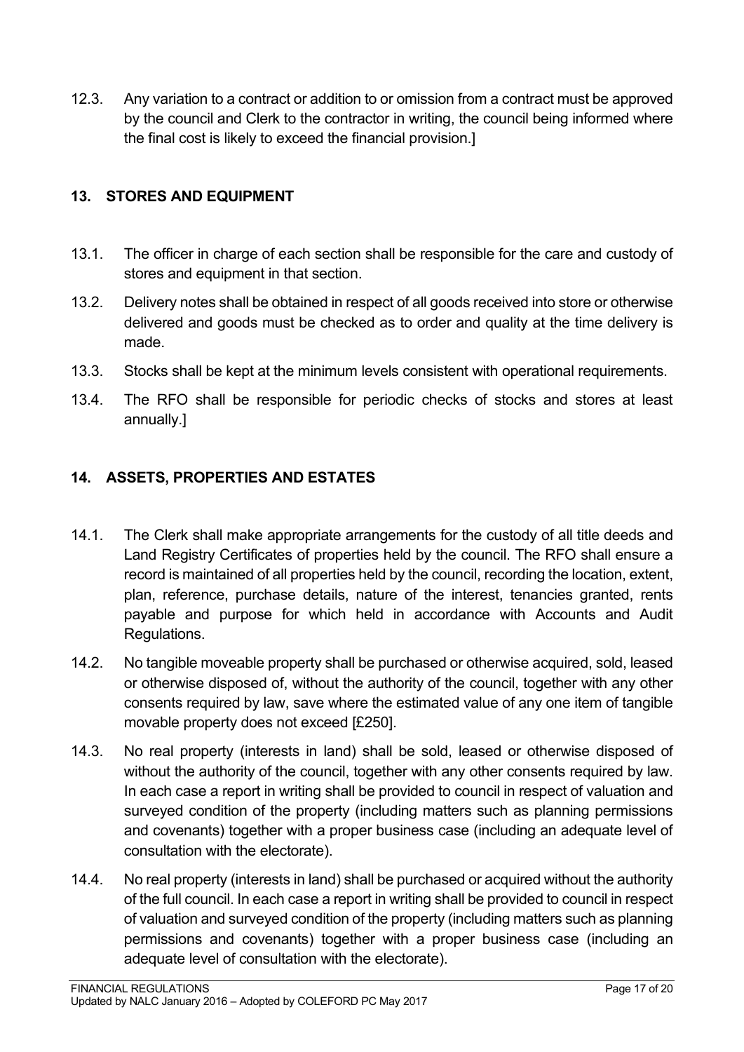12.3. Any variation to a contract or addition to or omission from a contract must be approved by the council and Clerk to the contractor in writing, the council being informed where the final cost is likely to exceed the financial provision.]

## 13. STORES AND EQUIPMENT

13.1. The officer in charge of each section shall be responsible for the care and custody of stores and equipment in that section.

13.2. Delivery notes shall be obtained in respect of all goods received into store or otherwise delivered and goods must be checked as to order and quality at the time delivery is made.

13.3. Stocks shall be kept at the minimum levels consistent with operational requirements.

13.4. The RFO shall be responsible for periodic checks of stocks and stores at least annually.]

## 14. ASSETS, PROPERTIES AND ESTATES

14.1. The Clerk shall make appropriate arrangements for the custody of all title deeds and Land Registry Certificates of properties held by the council. The RFO shall ensure a record is maintained of all properties held by the council, recording the location, extent, plan, reference, purchase details, nature of the interest, tenancies granted, rents payable and purpose for which held in accordance with Accounts and Audit Regulations.

14.2. No tangible moveable property shall be purchased or otherwise acquired, sold, leased or otherwise disposed of, without the authority of the council, together with any other consents required by law, save where the estimated value of any one item of tangible movable property does not exceed [£250].

14.3. No real property (interests in land) shall be sold, leased or otherwise disposed of without the authority of the council, together with any other consents required by law. In each case a report in writing shall be provided to council in respect of valuation and surveyed condition of the property (including matters such as planning permissions and covenants) together with a proper business case (including an adequate level of consultation with the electorate).

14.4. No real property (interests in land) shall be purchased or acquired without the authority of the full council. In each case a report in writing shall be provided to council in respect of valuation and surveyed condition of the property (including matters such as planning permissions and covenants) together with a proper business case (including an adequate level of consultation with the electorate).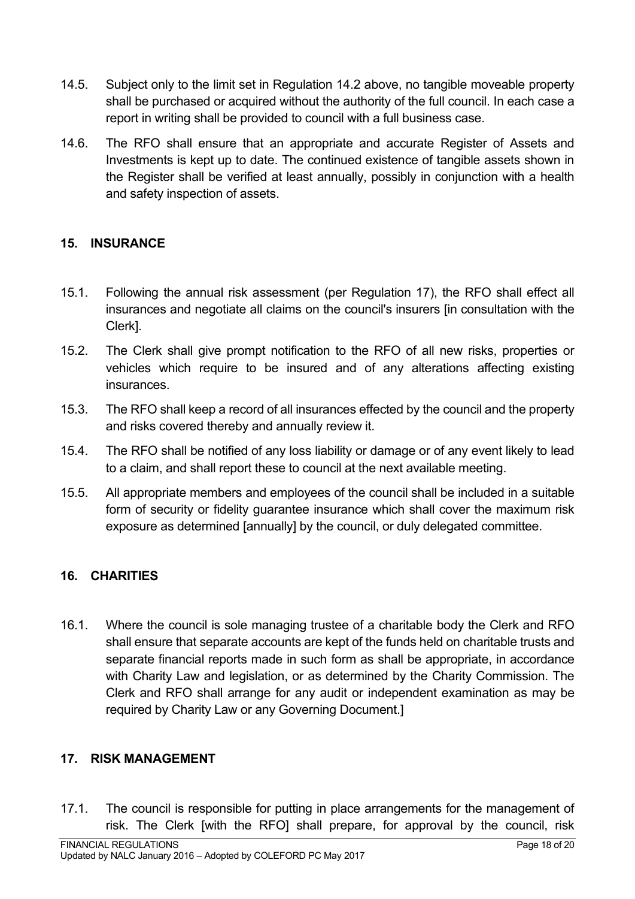14.5. Subject only to the limit set in Regulation 14.2 above, no tangible moveable property shall be purchased or acquired without the authority of the full council. In each case a report in writing shall be provided to council with a full business case.

14.6. The RFO shall ensure that an appropriate and accurate Register of Assets and Investments is kept up to date. The continued existence of tangible assets shown in the Register shall be verified at least annually, possibly in conjunction with a health and safety inspection of assets.

## 15. INSURANCE

15.1. Following the annual risk assessment (per Regulation 17), the RFO shall effect all insurances and negotiate all claims on the council's insurers [in consultation with the Clerk].

15.2. The Clerk shall give prompt notification to the RFO of all new risks, properties or vehicles which require to be insured and of any alterations affecting existing insurances.

15.3. The RFO shall keep a record of all insurances effected by the council and the property and risks covered thereby and annually review it.

15.4. The RFO shall be notified of any loss liability or damage or of any event likely to lead to a claim, and shall report these to council at the next available meeting.

15.5. All appropriate members and employees of the council shall be included in a suitable form of security or fidelity guarantee insurance which shall cover the maximum risk exposure as determined [annually] by the council, or duly delegated committee.

## 16. CHARITIES

16.1. Where the council is sole managing trustee of a charitable body the Clerk and RFO shall ensure that separate accounts are kept of the funds held on charitable trusts and separate financial reports made in such form as shall be appropriate, in accordance with Charity Law and legislation, or as determined by the Charity Commission. The Clerk and RFO shall arrange for any audit or independent examination as may be required by Charity Law or any Governing Document.]

## 17. RISK MANAGEMENT

17.1. The council is responsible for putting in place arrangements for the management of risk. The Clerk [with the RFO] shall prepare, for approval by the council, risk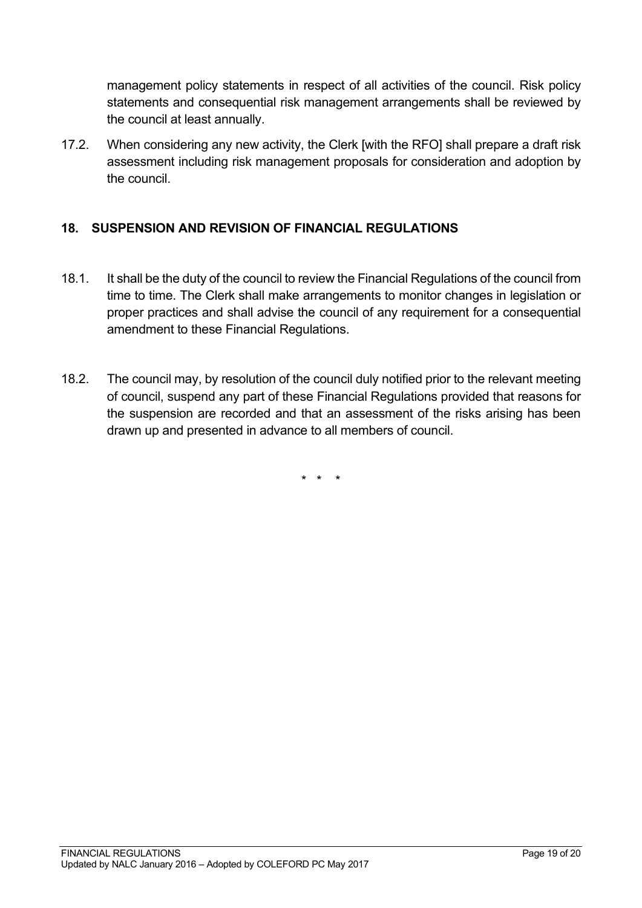management policy statements in respect of all activities of the council. Risk policy statements and consequential risk management arrangements shall be reviewed by the council at least annually.

17.2. When considering any new activity, the Clerk [with the RFO] shall prepare a draft risk assessment including risk management proposals for consideration and adoption by the council.

## 18. SUSPENSION AND REVISION OF FINANCIAL REGULATIONS

18.1. It shall be the duty of the council to review the Financial Regulations of the council from time to time. The Clerk shall make arrangements to monitor changes in legislation or proper practices and shall advise the council of any requirement for a consequential amendment to these Financial Regulations.

18.2. The council may, by resolution of the council duly notified prior to the relevant meeting of council, suspend any part of these Financial Regulations provided that reasons for the suspension are recorded and that an assessment of the risks arising has been drawn up and presented in advance to all members of council.

\* \* \*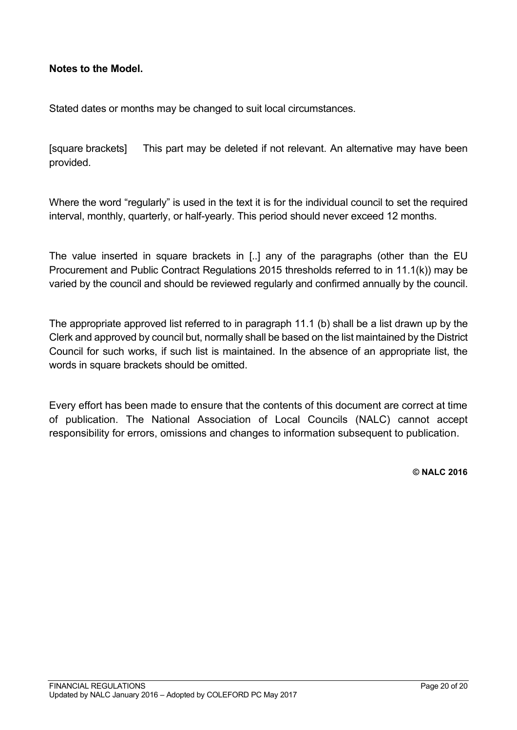**Notes to the Model.**

Stated dates or months may be changed to suit local circumstances.

[square brackets] This part may be deleted if not relevant. An alternative may have been provided.

Where the word "regularly" is used in the text it is for the individual council to set the required interval, monthly, quarterly, or half-yearly. This period should never exceed 12 months.

The value inserted in square brackets in [..] any of the paragraphs (other than the EU Procurement and Public Contract Regulations 2015 thresholds referred to in 11.1(k)) may be varied by the council and should be reviewed regularly and confirmed annually by the council.

The appropriate approved list referred to in paragraph 11.1 (b) shall be a list drawn up by the Clerk and approved by council but, normally shall be based on the list maintained by the District Council for such works, if such list is maintained. In the absence of an appropriate list, the words in square brackets should be omitted.

Every effort has been made to ensure that the contents of this document are correct at time of publication. The National Association of Local Councils (NALC) cannot accept responsibility for errors, omissions and changes to information subsequent to publication.

**© NALC 2016**